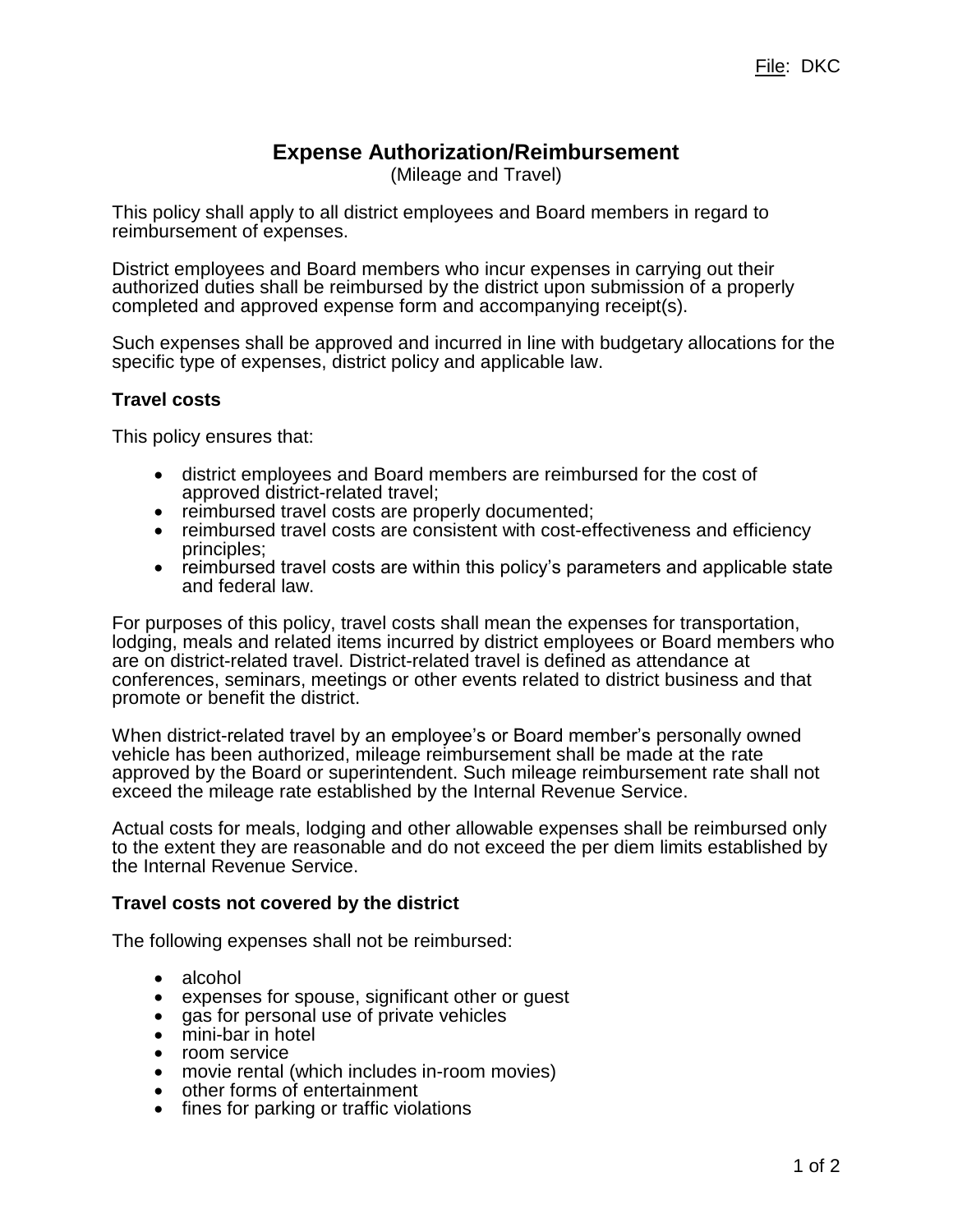File: DKC

# Expense Authorization/Reimbursement

(Mileage and Travel)

This policy shall apply to all district employees and Board members in regard to reimbursement of expenses.

District employees and Board members who incur expenses in carrying out their authorized duties shall be reimbursed by the district upon submission of a properly completed and approved expense form and accompanying receipt(s).

Such expenses shall be approved and incurred in line with budgetary allocations for the specific type of expenses, district policy and applicable law.

## Travel costs

This policy ensures that:

- district employees and Board members are reimbursed for the cost of approved district-related travel;
- reimbursed travel costs are properly documented;
- reimbursed travel costs are consistent with cost-effectiveness and efficiency principles;
- reimbursed travel costs are within this policy's parameters and applicable state and federal law.

For purposes of this policy, travel costs shall mean the expenses for transportation, lodging, meals and related items incurred by district employees or Board members who are on district-related travel. District-related travel is defined as attendance at conferences, seminars, meetings or other events related to district business and that promote or benefit the district.

When district-related travel by an employee's or Board member's personally owned vehicle has been authorized, mileage reimbursement shall be made at the rate approved by the Board or superintendent. Such mileage reimbursement rate shall not exceed the mileage rate established by the Internal Revenue Service.

Actual costs for meals, lodging and other allowable expenses shall be reimbursed only to the extent they are reasonable and do not exceed the per diem limits established by the Internal Revenue Service.

## Travel costs not covered by the district

The following expenses shall not be reimbursed:

- alcohol
- expenses for spouse, significant other or guest
- gas for personal use of private vehicles
- mini-bar in hotel
- room service
- movie rental (which includes in-room movies)
- other forms of entertainment
- fines for parking or traffic violations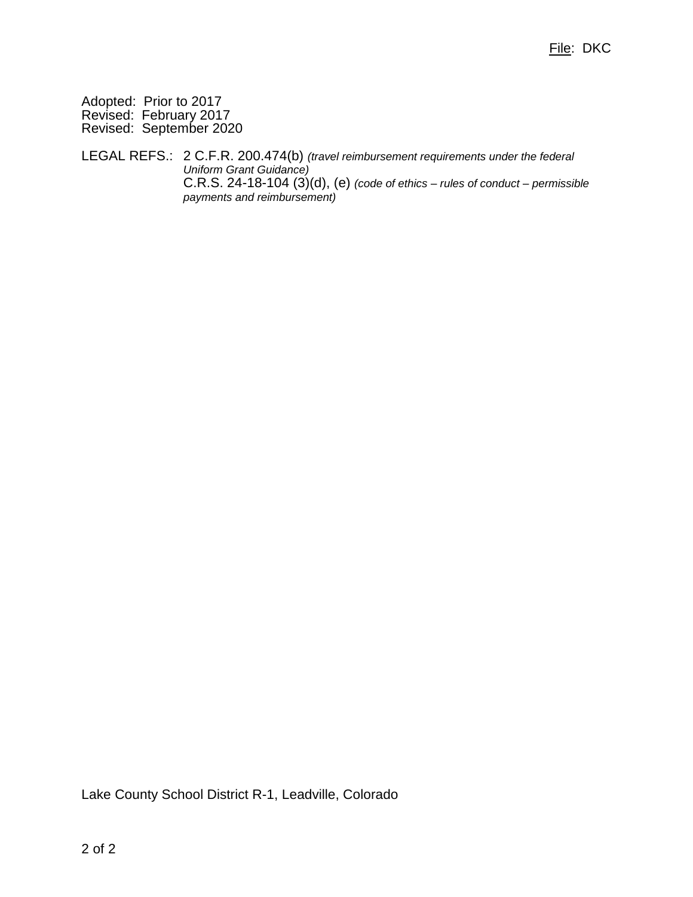Adopted: Prior to 2017
Revised: February 2017
Revised: September 2020

LEGAL REFS.: 2 C.F.R. 200.474(b) *(travel reimbursement requirements under the federal Uniform Grant Guidance)*
C.R.S. 24-18-104 (3)(d), (e) *(code of ethics – rules of conduct – permissible payments and reimbursement)*